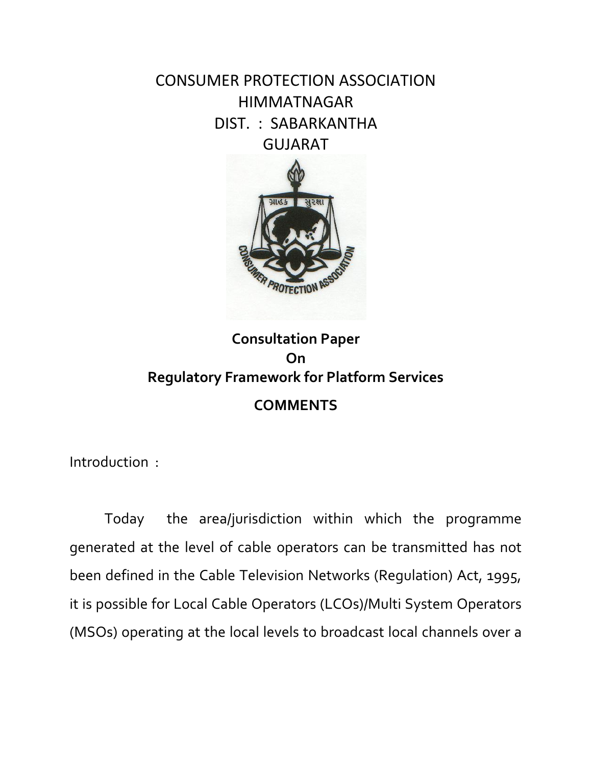# CONSUMER PROTECTION ASSOCIATION
# HIMMATNAGAR
# DIST. : SABARKANTHA
# GUJARAT

## Consultation Paper On Regulatory Framework for Platform Services

## COMMENTS

Introduction :

Today the area/jurisdiction within which the programme generated at the level of cable operators can be transmitted has not been defined in the Cable Television Networks (Regulation) Act, 1995, it is possible for Local Cable Operators (LCOs)/Multi System Operators (MSOs) operating at the local levels to broadcast local channels over a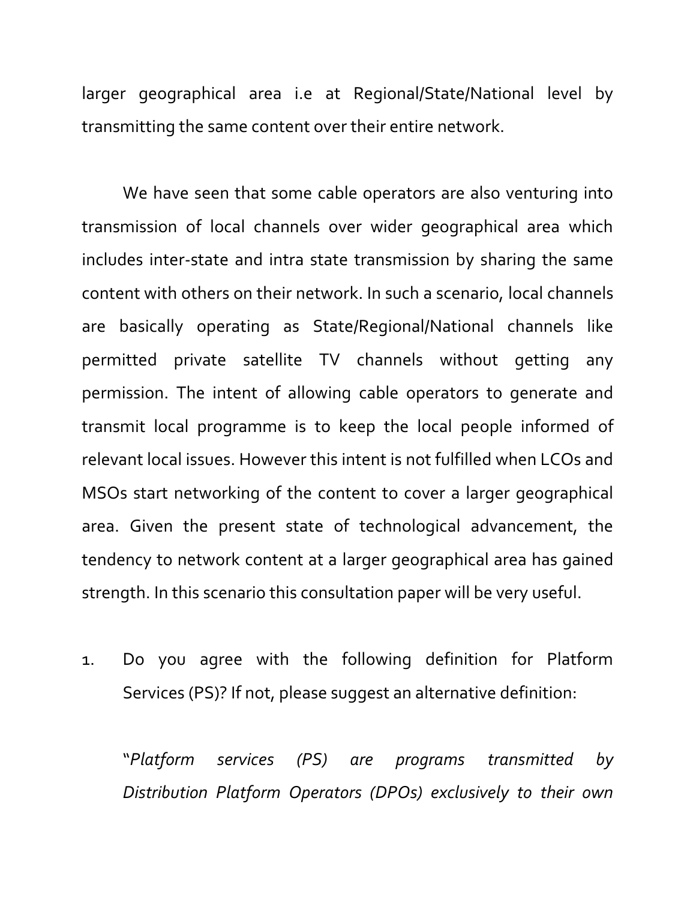larger geographical area i.e at Regional/State/National level by transmitting the same content over their entire network.

We have seen that some cable operators are also venturing into transmission of local channels over wider geographical area which includes inter-state and intra state transmission by sharing the same content with others on their network. In such a scenario, local channels are basically operating as State/Regional/National channels like permitted private satellite TV channels without getting any permission. The intent of allowing cable operators to generate and transmit local programme is to keep the local people informed of relevant local issues. However this intent is not fulfilled when LCOs and MSOs start networking of the content to cover a larger geographical area. Given the present state of technological advancement, the tendency to network content at a larger geographical area has gained strength. In this scenario this consultation paper will be very useful.

1. Do you agree with the following definition for Platform Services (PS)? If not, please suggest an alternative definition:

   "*Platform services (PS) are programs transmitted by Distribution Platform Operators (DPOs) exclusively to their own*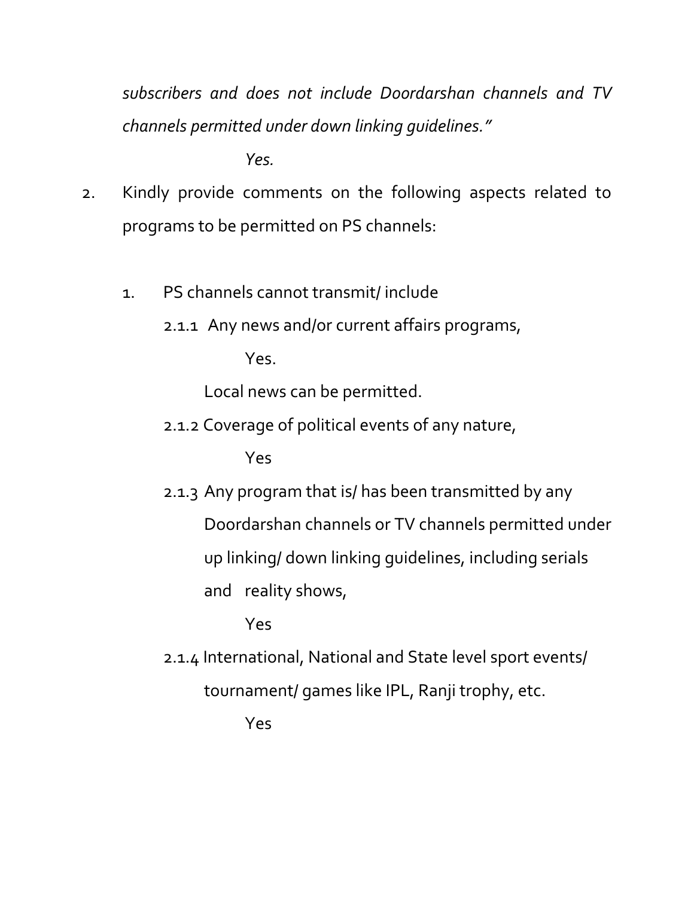*subscribers and does not include Doordarshan channels and TV channels permitted under down linking guidelines."*

*Yes.*

2. Kindly provide comments on the following aspects related to programs to be permitted on PS channels:

   1. PS channels cannot transmit/ include

      2.1.1 Any news and/or current affairs programs,

      Yes.

      Local news can be permitted.

      2.1.2 Coverage of political events of any nature,

      Yes

      2.1.3 Any program that is/ has been transmitted by any Doordarshan channels or TV channels permitted under up linking/ down linking guidelines, including serials and reality shows,

      Yes

      2.1.4 International, National and State level sport events/ tournament/ games like IPL, Ranji trophy, etc.

      Yes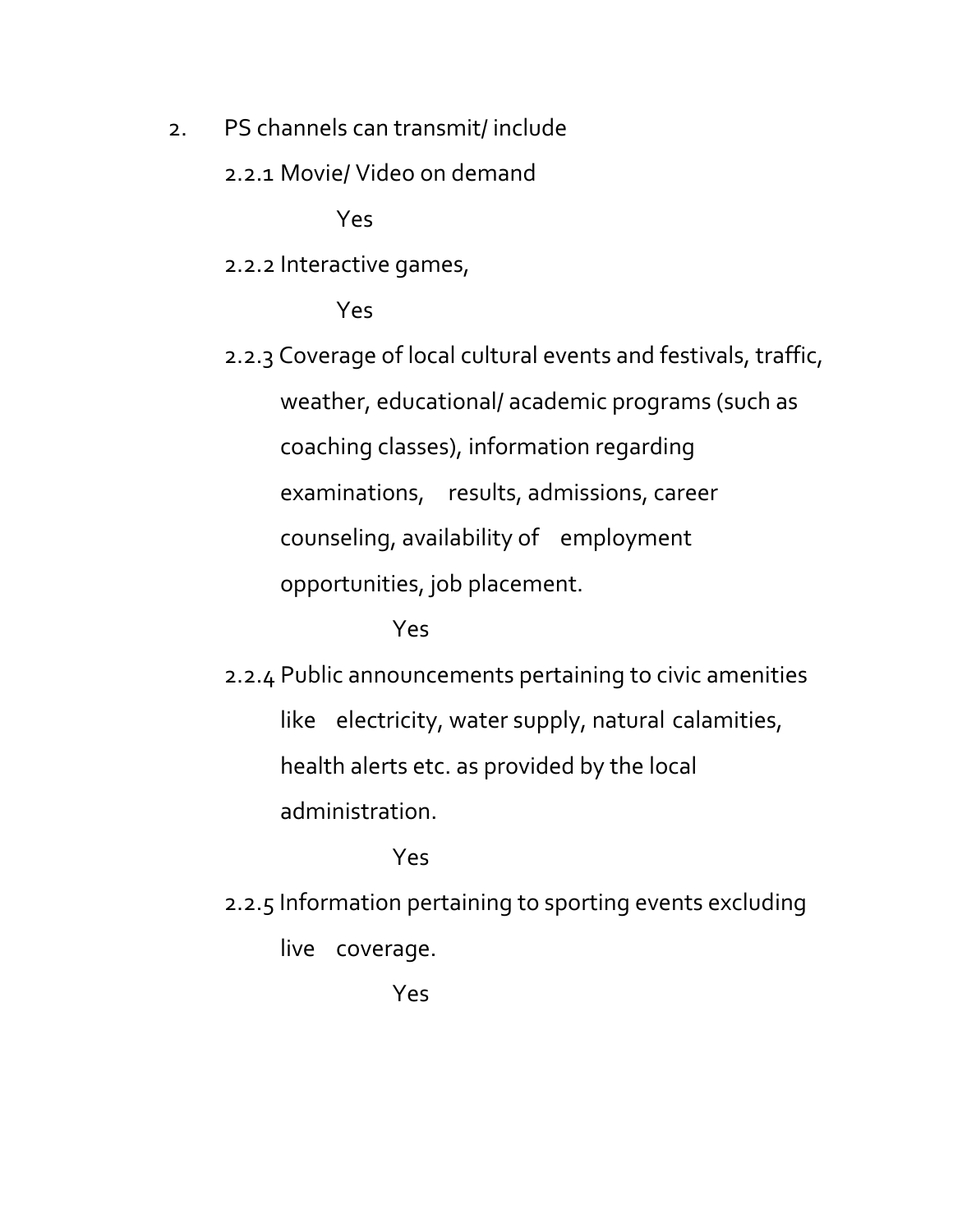2. PS channels can transmit/ include

   2.2.1 Movie/ Video on demand

   Yes

   2.2.2 Interactive games,

   Yes

   2.2.3 Coverage of local cultural events and festivals, traffic, weather, educational/ academic programs (such as coaching classes), information regarding examinations, results, admissions, career counseling, availability of employment opportunities, job placement.

   Yes

   2.2.4 Public announcements pertaining to civic amenities like electricity, water supply, natural calamities, health alerts etc. as provided by the local administration.

   Yes

   2.2.5 Information pertaining to sporting events excluding live coverage.

   Yes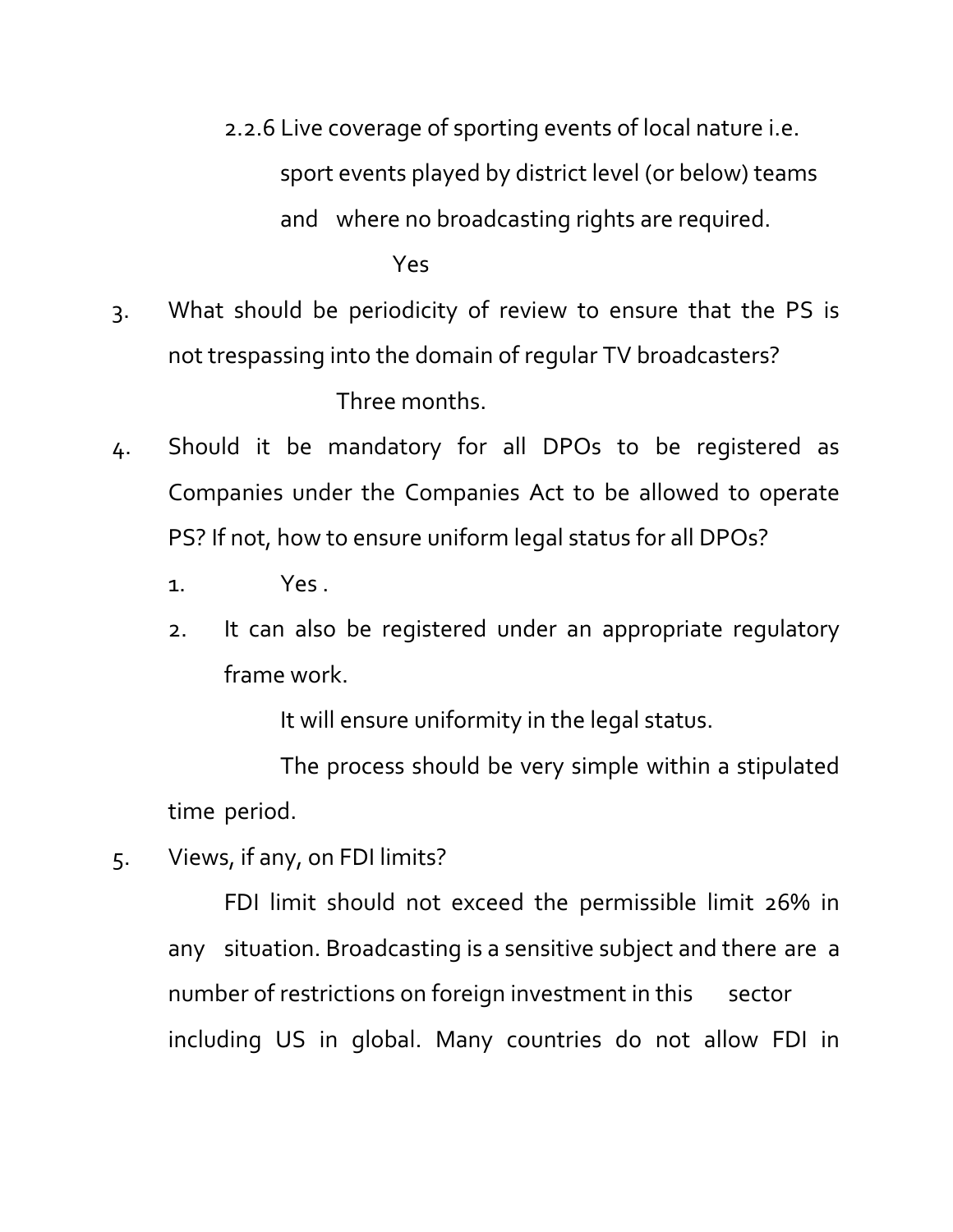2.2.6 Live coverage of sporting events of local nature i.e. sport events played by district level (or below) teams and where no broadcasting rights are required.

Yes

3. What should be periodicity of review to ensure that the PS is not trespassing into the domain of regular TV broadcasters?

   Three months.

4. Should it be mandatory for all DPOs to be registered as Companies under the Companies Act to be allowed to operate PS? If not, how to ensure uniform legal status for all DPOs?

   1. Yes .
   2. It can also be registered under an appropriate regulatory frame work.

   It will ensure uniformity in the legal status.

   The process should be very simple within a stipulated time period.

5. Views, if any, on FDI limits?

   FDI limit should not exceed the permissible limit 26% in any situation. Broadcasting is a sensitive subject and there are a number of restrictions on foreign investment in this sector including US in global. Many countries do not allow FDI in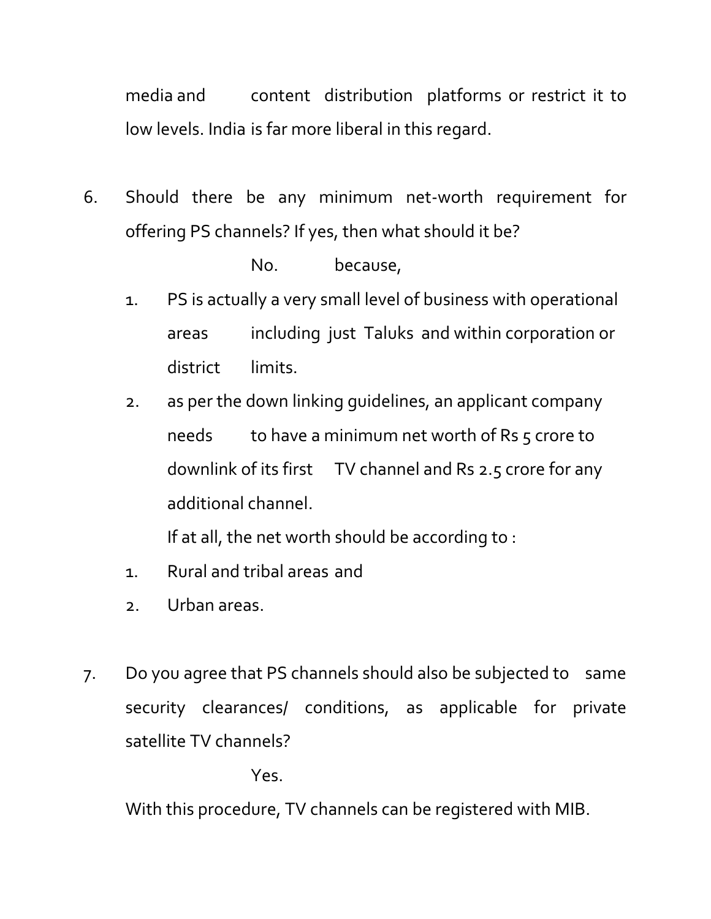media and content distribution platforms or restrict it to low levels. India is far more liberal in this regard.

6. Should there be any minimum net-worth requirement for offering PS channels? If yes, then what should it be?

   No. because,

   1. PS is actually a very small level of business with operational areas including just Taluks and within corporation or district limits.
   2. as per the down linking guidelines, an applicant company needs to have a minimum net worth of Rs 5 crore to downlink of its first TV channel and Rs 2.5 crore for any additional channel.

      If at all, the net worth should be according to :

   1. Rural and tribal areas and
   2. Urban areas.

7. Do you agree that PS channels should also be subjected to same security clearances/ conditions, as applicable for private satellite TV channels?

   Yes.

   With this procedure, TV channels can be registered with MIB.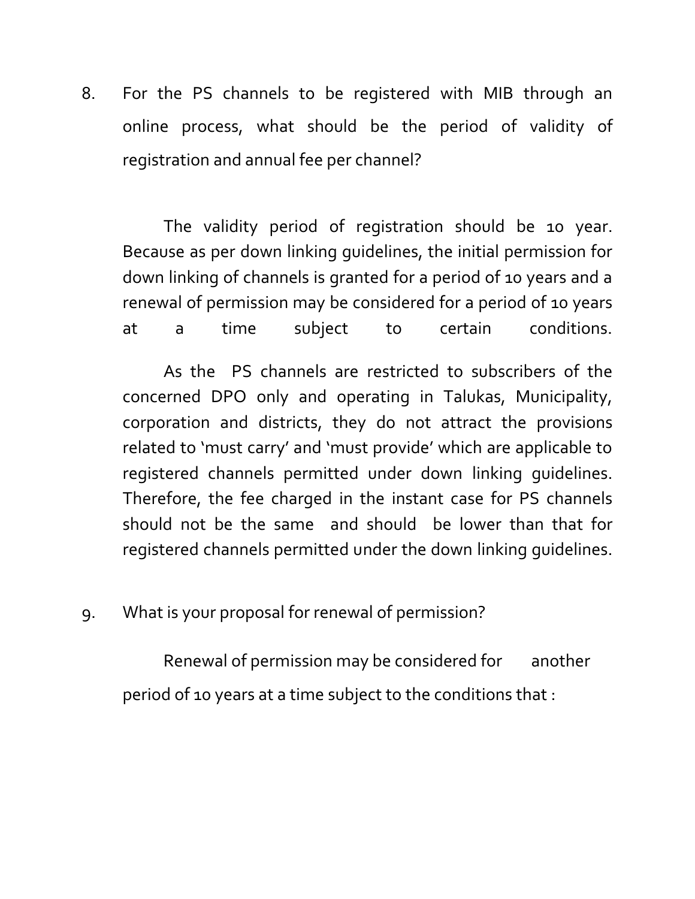8. For the PS channels to be registered with MIB through an online process, what should be the period of validity of registration and annual fee per channel?

The validity period of registration should be 10 year. Because as per down linking guidelines, the initial permission for down linking of channels is granted for a period of 10 years and a renewal of permission may be considered for a period of 10 years at a time subject to certain conditions.

As the PS channels are restricted to subscribers of the concerned DPO only and operating in Talukas, Municipality, corporation and districts, they do not attract the provisions related to 'must carry' and 'must provide' which are applicable to registered channels permitted under down linking guidelines. Therefore, the fee charged in the instant case for PS channels should not be the same and should be lower than that for registered channels permitted under the down linking guidelines.

9. What is your proposal for renewal of permission?

Renewal of permission may be considered for another period of 10 years at a time subject to the conditions that :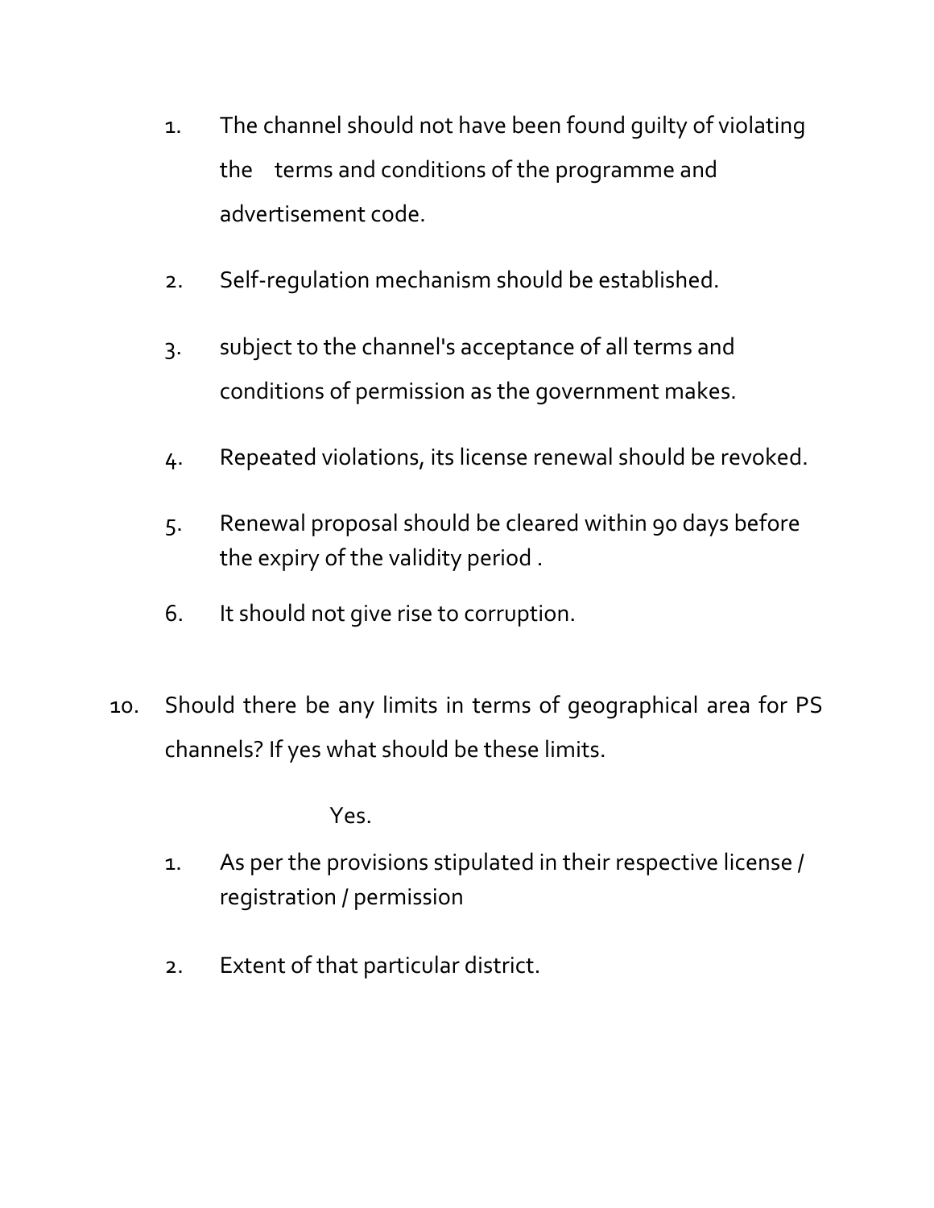1. The channel should not have been found guilty of violating the terms and conditions of the programme and advertisement code.

2. Self-regulation mechanism should be established.

3. subject to the channel's acceptance of all terms and conditions of permission as the government makes.

4. Repeated violations, its license renewal should be revoked.

5. Renewal proposal should be cleared within 90 days before the expiry of the validity period .

6. It should not give rise to corruption.

10. Should there be any limits in terms of geographical area for PS channels? If yes what should be these limits.

    Yes.

    1. As per the provisions stipulated in their respective license / registration / permission

    2. Extent of that particular district.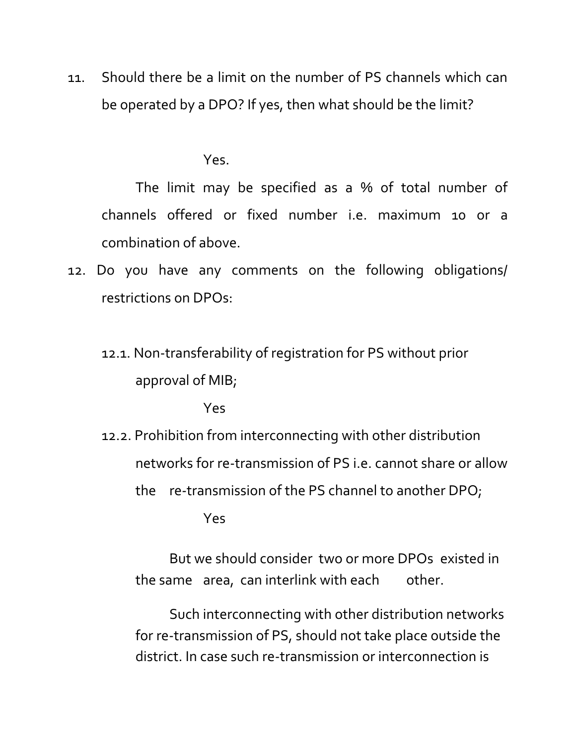11. Should there be a limit on the number of PS channels which can be operated by a DPO? If yes, then what should be the limit?

    Yes.

    The limit may be specified as a % of total number of channels offered or fixed number i.e. maximum 10 or a combination of above.

12. Do you have any comments on the following obligations/ restrictions on DPOs:

    12.1. Non-transferability of registration for PS without prior approval of MIB;

    Yes

    12.2. Prohibition from interconnecting with other distribution networks for re-transmission of PS i.e. cannot share or allow the re-transmission of the PS channel to another DPO;

    Yes

    But we should consider two or more DPOs existed in the same area, can interlink with each other.

    Such interconnecting with other distribution networks for re-transmission of PS, should not take place outside the district. In case such re-transmission or interconnection is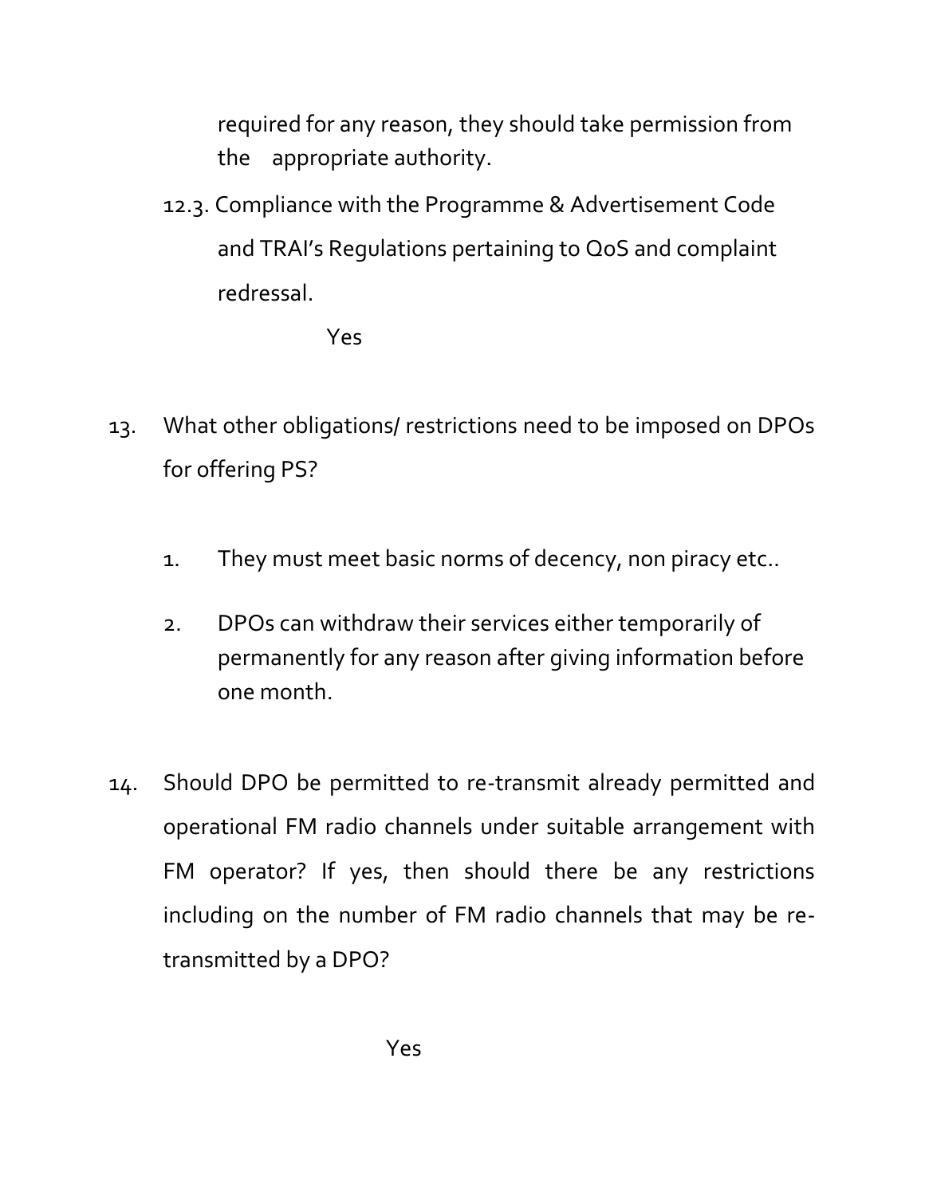required for any reason, they should take permission from the appropriate authority.

12.3. Compliance with the Programme & Advertisement Code and TRAI's Regulations pertaining to QoS and complaint redressal.

Yes

13. What other obligations/ restrictions need to be imposed on DPOs for offering PS?

1. They must meet basic norms of decency, non piracy etc..

2. DPOs can withdraw their services either temporarily of permanently for any reason after giving information before one month.

14. Should DPO be permitted to re-transmit already permitted and operational FM radio channels under suitable arrangement with FM operator? If yes, then should there be any restrictions including on the number of FM radio channels that may be re-transmitted by a DPO?

Yes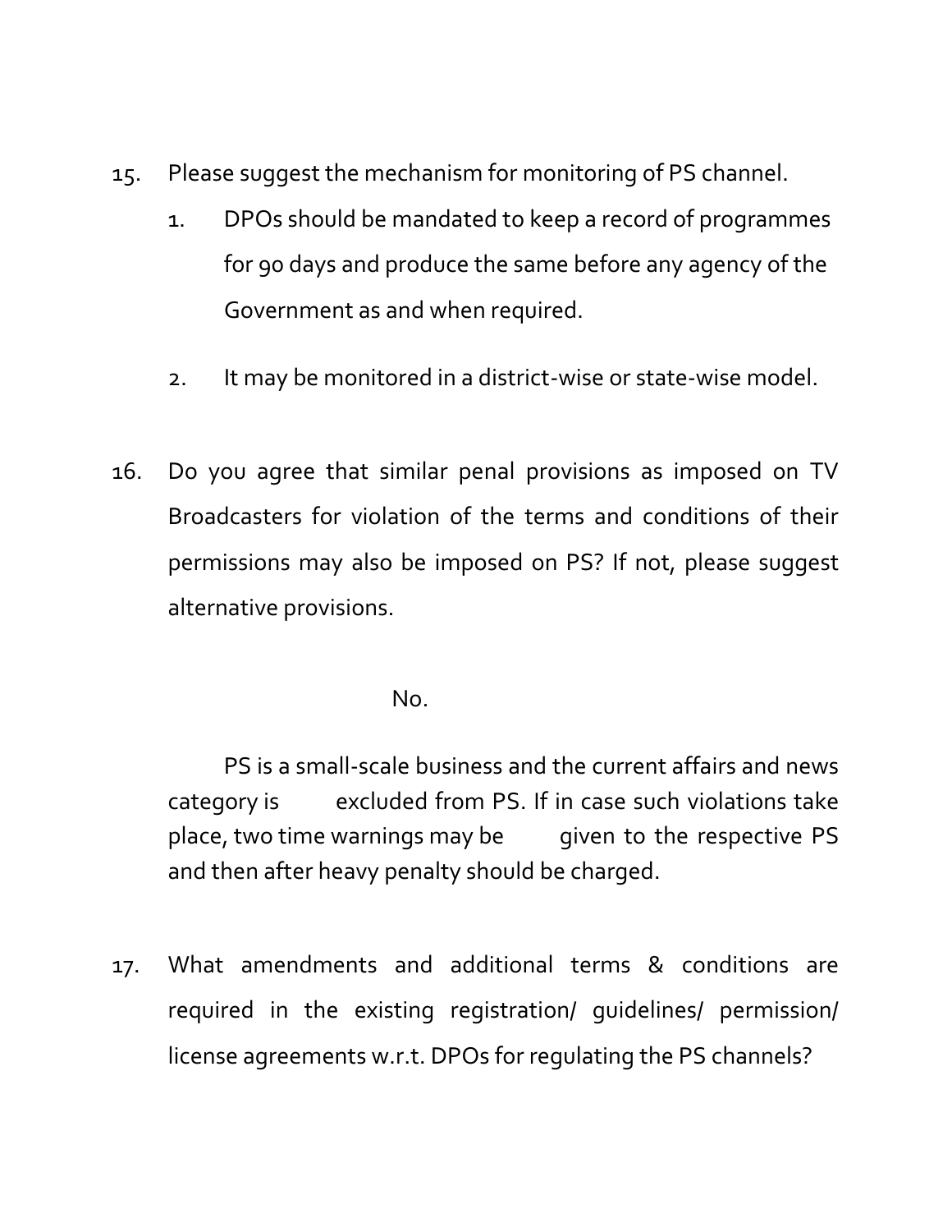15. Please suggest the mechanism for monitoring of PS channel.

    1. DPOs should be mandated to keep a record of programmes for 90 days and produce the same before any agency of the Government as and when required.

    2. It may be monitored in a district-wise or state-wise model.

16. Do you agree that similar penal provisions as imposed on TV Broadcasters for violation of the terms and conditions of their permissions may also be imposed on PS? If not, please suggest alternative provisions.

    No.

    PS is a small-scale business and the current affairs and news category is excluded from PS. If in case such violations take place, two time warnings may be given to the respective PS and then after heavy penalty should be charged.

17. What amendments and additional terms & conditions are required in the existing registration/ guidelines/ permission/ license agreements w.r.t. DPOs for regulating the PS channels?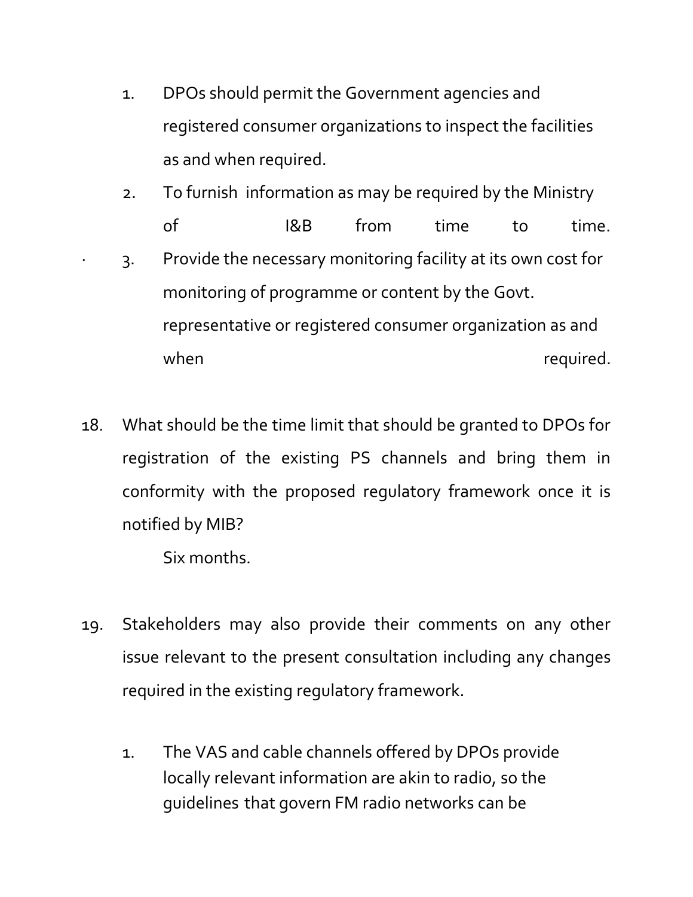1. DPOs should permit the Government agencies and registered consumer organizations to inspect the facilities as and when required.
2. To furnish information as may be required by the Ministry of I&B from time to time.
3. Provide the necessary monitoring facility at its own cost for monitoring of programme or content by the Govt. representative or registered consumer organization as and when required.

18. What should be the time limit that should be granted to DPOs for registration of the existing PS channels and bring them in conformity with the proposed regulatory framework once it is notified by MIB?

    Six months.

19. Stakeholders may also provide their comments on any other issue relevant to the present consultation including any changes required in the existing regulatory framework.

    1. The VAS and cable channels offered by DPOs provide locally relevant information are akin to radio, so the guidelines that govern FM radio networks can be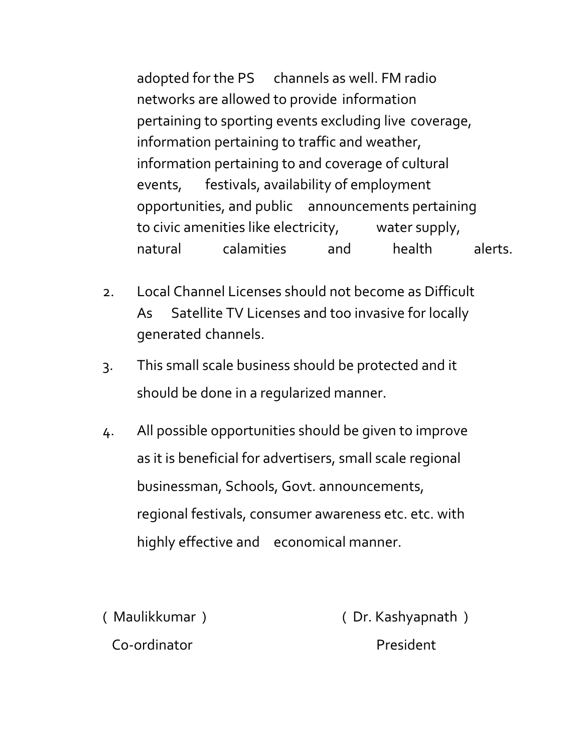adopted for the PS channels as well. FM radio networks are allowed to provide information pertaining to sporting events excluding live coverage, information pertaining to traffic and weather, information pertaining to and coverage of cultural events, festivals, availability of employment opportunities, and public announcements pertaining to civic amenities like electricity, water supply, natural calamities and health alerts.

2. Local Channel Licenses should not become as Difficult As Satellite TV Licenses and too invasive for locally generated channels.

3. This small scale business should be protected and it should be done in a regularized manner.

4. All possible opportunities should be given to improve as it is beneficial for advertisers, small scale regional businessman, Schools, Govt. announcements, regional festivals, consumer awareness etc. etc. with highly effective and economical manner.

( Maulikkumar )
Co-ordinator

( Dr. Kashyapnath )
President